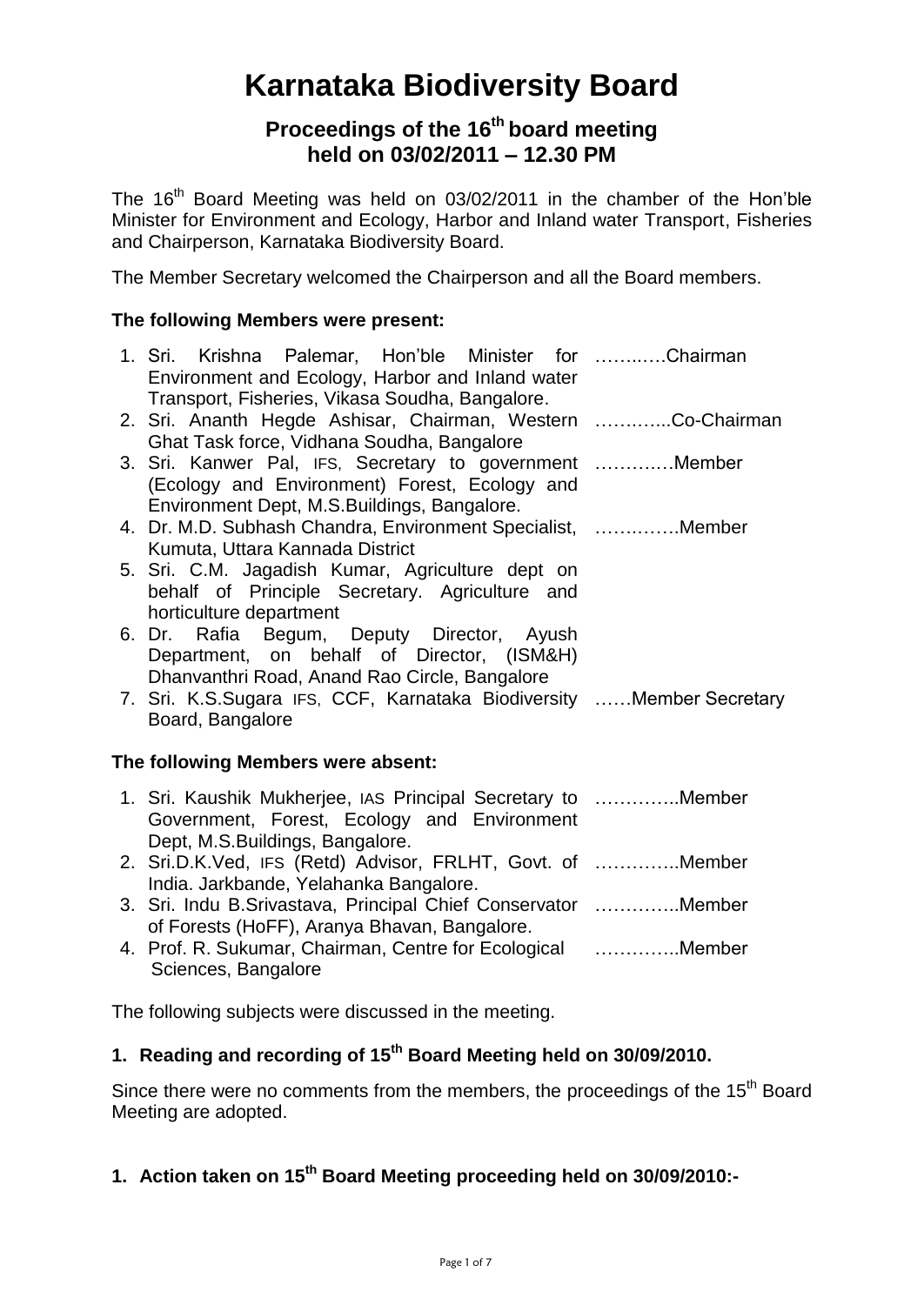# Karnataka Biodiversity Board

## Proceedings of the 16th board meeting held on 03/02/2011 – 12.30 PM

The 16th Board Meeting was held on 03/02/2011 in the chamber of the Hon'ble Minister for Environment and Ecology, Harbor and Inland water Transport, Fisheries and Chairperson, Karnataka Biodiversity Board.

The Member Secretary welcomed the Chairperson and all the Board members.

**The following Members were present:**

1. Sri. Krishna Palemar, Hon'ble Minister for Environment and Ecology, Harbor and Inland water Transport, Fisheries, Vikasa Soudha, Bangalore. ……..….Chairman
2. Sri. Ananth Hegde Ashisar, Chairman, Western Ghat Task force, Vidhana Soudha, Bangalore ……..…...Co-Chairman
3. Sri. Kanwer Pal, IFS, Secretary to government (Ecology and Environment) Forest, Ecology and Environment Dept, M.S.Buildings, Bangalore. ……….…Member
4. Dr. M.D. Subhash Chandra, Environment Specialist, Kumuta, Uttara Kannada District ……..…….Member
5. Sri. C.M. Jagadish Kumar, Agriculture dept on behalf of Principle Secretary. Agriculture and horticulture department
6. Dr. Rafia Begum, Deputy Director, Ayush Department, on behalf of Director, (ISM&H) Dhanvanthri Road, Anand Rao Circle, Bangalore
7. Sri. K.S.Sugara IFS, CCF, Karnataka Biodiversity Board, Bangalore ……Member Secretary

**The following Members were absent:**

1. Sri. Kaushik Mukherjee, IAS Principal Secretary to Government, Forest, Ecology and Environment Dept, M.S.Buildings, Bangalore. …………..Member
2. Sri.D.K.Ved, IFS (Retd) Advisor, FRLHT, Govt. of India. Jarkbande, Yelahanka Bangalore. …………..Member
3. Sri. Indu B.Srivastava, Principal Chief Conservator of Forests (HoFF), Aranya Bhavan, Bangalore. …………..Member
4. Prof. R. Sukumar, Chairman, Centre for Ecological Sciences, Bangalore …………..Member

The following subjects were discussed in the meeting.

### 1. Reading and recording of 15th Board Meeting held on 30/09/2010.

Since there were no comments from the members, the proceedings of the 15th Board Meeting are adopted.

### 1. Action taken on 15th Board Meeting proceeding held on 30/09/2010:-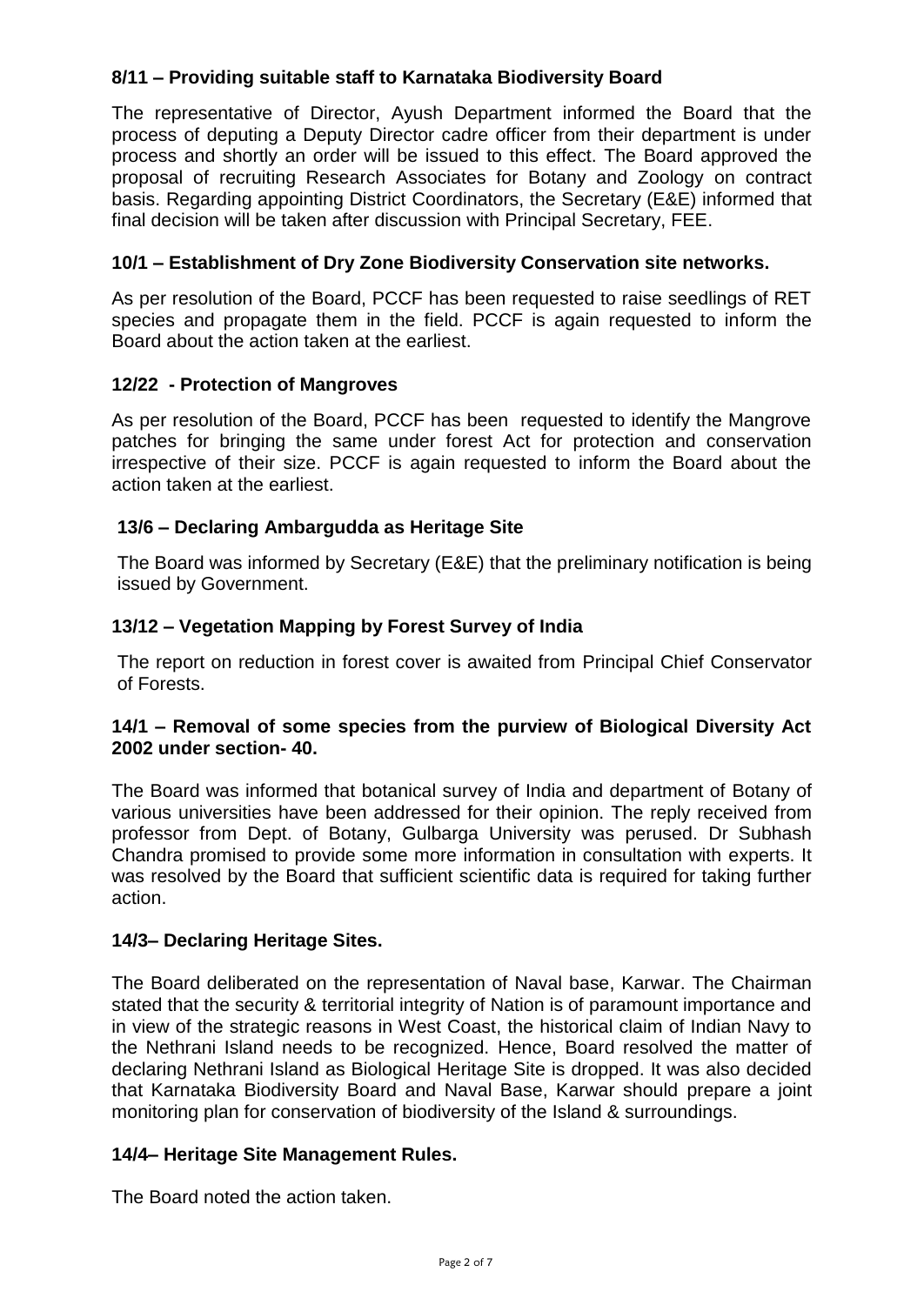**8/11 – Providing suitable staff to Karnataka Biodiversity Board**

The representative of Director, Ayush Department informed the Board that the process of deputing a Deputy Director cadre officer from their department is under process and shortly an order will be issued to this effect. The Board approved the proposal of recruiting Research Associates for Botany and Zoology on contract basis. Regarding appointing District Coordinators, the Secretary (E&E) informed that final decision will be taken after discussion with Principal Secretary, FEE.

**10/1 – Establishment of Dry Zone Biodiversity Conservation site networks.**

As per resolution of the Board, PCCF has been requested to raise seedlings of RET species and propagate them in the field. PCCF is again requested to inform the Board about the action taken at the earliest.

**12/22 - Protection of Mangroves**

As per resolution of the Board, PCCF has been requested to identify the Mangrove patches for bringing the same under forest Act for protection and conservation irrespective of their size. PCCF is again requested to inform the Board about the action taken at the earliest.

**13/6 – Declaring Ambargudda as Heritage Site**

The Board was informed by Secretary (E&E) that the preliminary notification is being issued by Government.

**13/12 – Vegetation Mapping by Forest Survey of India**

The report on reduction in forest cover is awaited from Principal Chief Conservator of Forests.

**14/1 – Removal of some species from the purview of Biological Diversity Act 2002 under section- 40.**

The Board was informed that botanical survey of India and department of Botany of various universities have been addressed for their opinion. The reply received from professor from Dept. of Botany, Gulbarga University was perused. Dr Subhash Chandra promised to provide some more information in consultation with experts. It was resolved by the Board that sufficient scientific data is required for taking further action.

**14/3– Declaring Heritage Sites.**

The Board deliberated on the representation of Naval base, Karwar. The Chairman stated that the security & territorial integrity of Nation is of paramount importance and in view of the strategic reasons in West Coast, the historical claim of Indian Navy to the Nethrani Island needs to be recognized. Hence, Board resolved the matter of declaring Nethrani Island as Biological Heritage Site is dropped. It was also decided that Karnataka Biodiversity Board and Naval Base, Karwar should prepare a joint monitoring plan for conservation of biodiversity of the Island & surroundings.

**14/4– Heritage Site Management Rules.**

The Board noted the action taken.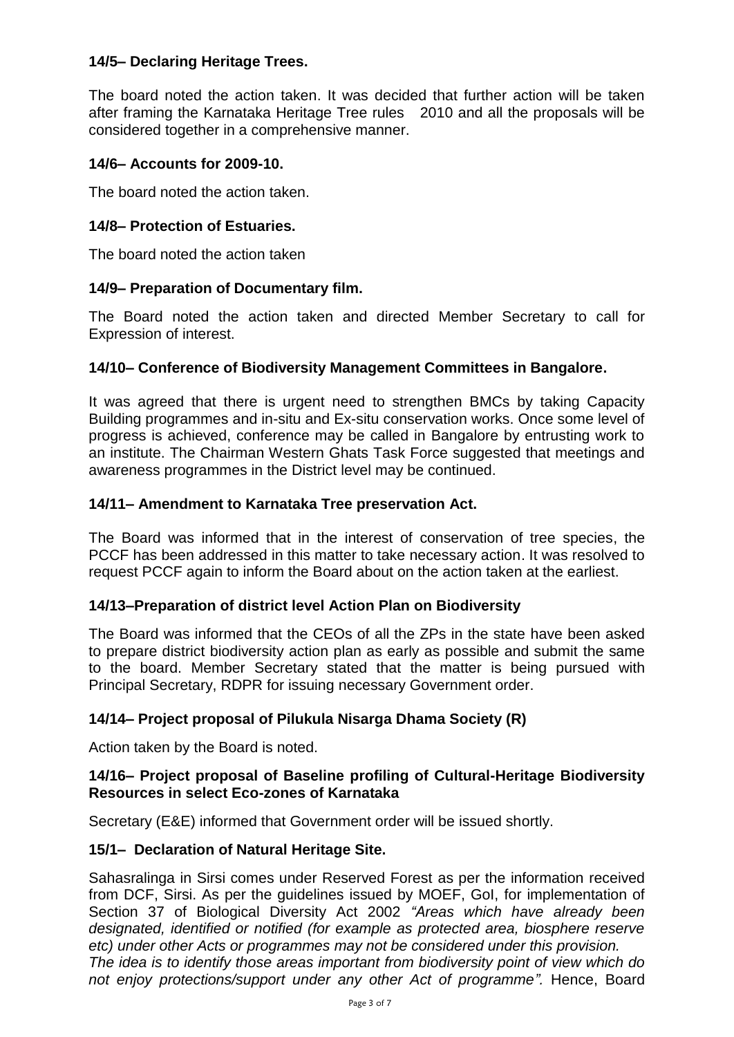**14/5– Declaring Heritage Trees.**

The board noted the action taken. It was decided that further action will be taken after framing the Karnataka Heritage Tree rules 2010 and all the proposals will be considered together in a comprehensive manner.

**14/6– Accounts for 2009-10.**

The board noted the action taken.

**14/8– Protection of Estuaries.**

The board noted the action taken

**14/9– Preparation of Documentary film.**

The Board noted the action taken and directed Member Secretary to call for Expression of interest.

**14/10– Conference of Biodiversity Management Committees in Bangalore.**

It was agreed that there is urgent need to strengthen BMCs by taking Capacity Building programmes and in-situ and Ex-situ conservation works. Once some level of progress is achieved, conference may be called in Bangalore by entrusting work to an institute. The Chairman Western Ghats Task Force suggested that meetings and awareness programmes in the District level may be continued.

**14/11– Amendment to Karnataka Tree preservation Act.**

The Board was informed that in the interest of conservation of tree species, the PCCF has been addressed in this matter to take necessary action. It was resolved to request PCCF again to inform the Board about on the action taken at the earliest.

**14/13–Preparation of district level Action Plan on Biodiversity**

The Board was informed that the CEOs of all the ZPs in the state have been asked to prepare district biodiversity action plan as early as possible and submit the same to the board. Member Secretary stated that the matter is being pursued with Principal Secretary, RDPR for issuing necessary Government order.

**14/14– Project proposal of Pilukula Nisarga Dhama Society (R)**

Action taken by the Board is noted.

**14/16– Project proposal of Baseline profiling of Cultural-Heritage Biodiversity Resources in select Eco-zones of Karnataka**

Secretary (E&E) informed that Government order will be issued shortly.

**15/1– Declaration of Natural Heritage Site.**

Sahasralinga in Sirsi comes under Reserved Forest as per the information received from DCF, Sirsi. As per the guidelines issued by MOEF, GoI, for implementation of Section 37 of Biological Diversity Act 2002 *"Areas which have already been designated, identified or notified (for example as protected area, biosphere reserve etc) under other Acts or programmes may not be considered under this provision. The idea is to identify those areas important from biodiversity point of view which do not enjoy protections/support under any other Act of programme".* Hence, Board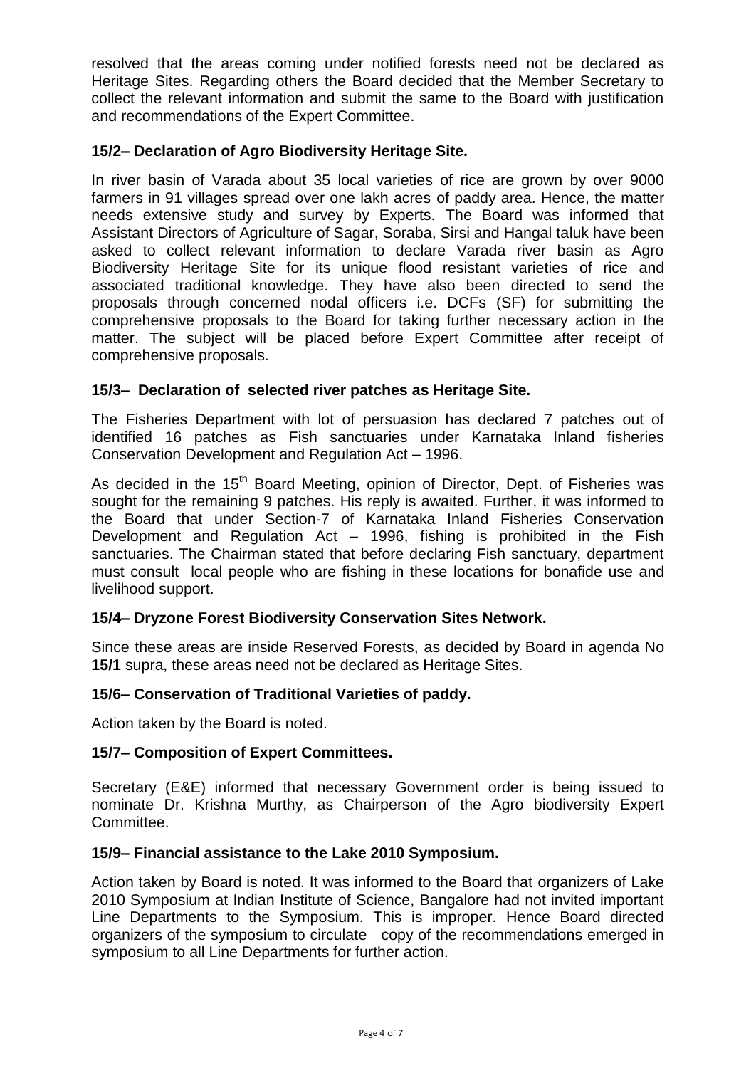resolved that the areas coming under notified forests need not be declared as Heritage Sites. Regarding others the Board decided that the Member Secretary to collect the relevant information and submit the same to the Board with justification and recommendations of the Expert Committee.

**15/2– Declaration of Agro Biodiversity Heritage Site.**

In river basin of Varada about 35 local varieties of rice are grown by over 9000 farmers in 91 villages spread over one lakh acres of paddy area. Hence, the matter needs extensive study and survey by Experts. The Board was informed that Assistant Directors of Agriculture of Sagar, Soraba, Sirsi and Hangal taluk have been asked to collect relevant information to declare Varada river basin as Agro Biodiversity Heritage Site for its unique flood resistant varieties of rice and associated traditional knowledge. They have also been directed to send the proposals through concerned nodal officers i.e. DCFs (SF) for submitting the comprehensive proposals to the Board for taking further necessary action in the matter. The subject will be placed before Expert Committee after receipt of comprehensive proposals.

**15/3– Declaration of selected river patches as Heritage Site.**

The Fisheries Department with lot of persuasion has declared 7 patches out of identified 16 patches as Fish sanctuaries under Karnataka Inland fisheries Conservation Development and Regulation Act – 1996.

As decided in the 15th Board Meeting, opinion of Director, Dept. of Fisheries was sought for the remaining 9 patches. His reply is awaited. Further, it was informed to the Board that under Section-7 of Karnataka Inland Fisheries Conservation Development and Regulation Act – 1996, fishing is prohibited in the Fish sanctuaries. The Chairman stated that before declaring Fish sanctuary, department must consult local people who are fishing in these locations for bonafide use and livelihood support.

**15/4– Dryzone Forest Biodiversity Conservation Sites Network.**

Since these areas are inside Reserved Forests, as decided by Board in agenda No **15/1** supra, these areas need not be declared as Heritage Sites.

**15/6– Conservation of Traditional Varieties of paddy.**

Action taken by the Board is noted.

**15/7– Composition of Expert Committees.**

Secretary (E&E) informed that necessary Government order is being issued to nominate Dr. Krishna Murthy, as Chairperson of the Agro biodiversity Expert Committee.

**15/9– Financial assistance to the Lake 2010 Symposium.**

Action taken by Board is noted. It was informed to the Board that organizers of Lake 2010 Symposium at Indian Institute of Science, Bangalore had not invited important Line Departments to the Symposium. This is improper. Hence Board directed organizers of the symposium to circulate copy of the recommendations emerged in symposium to all Line Departments for further action.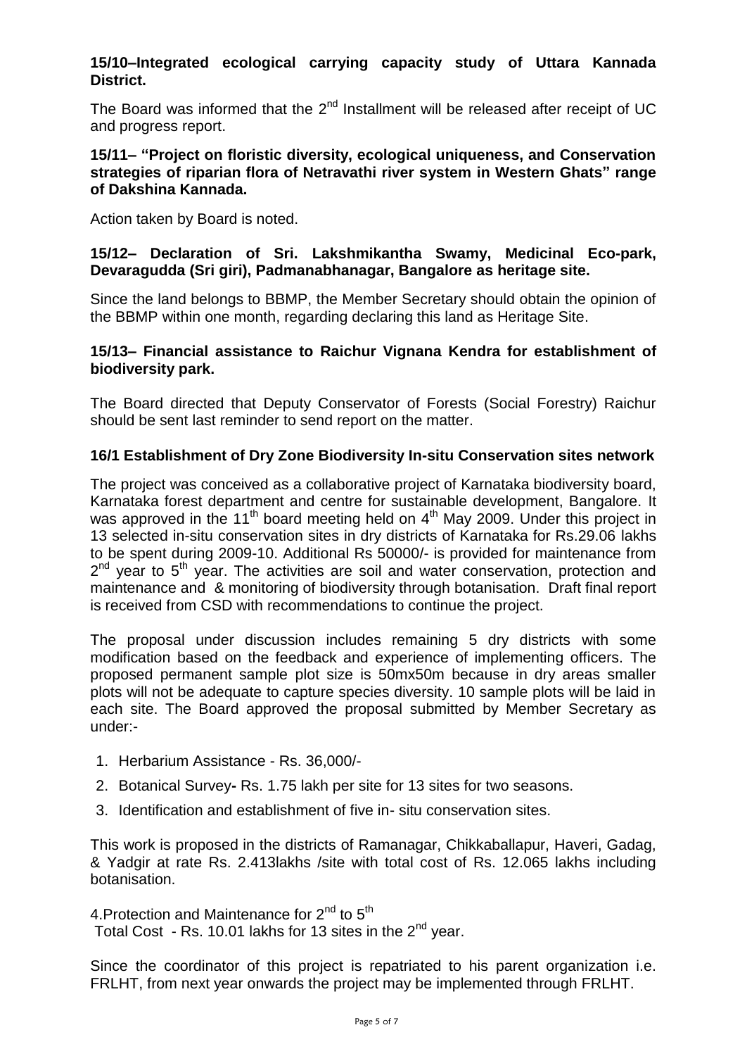**15/10–Integrated ecological carrying capacity study of Uttara Kannada District.**

The Board was informed that the 2nd Installment will be released after receipt of UC and progress report.

**15/11– "Project on floristic diversity, ecological uniqueness, and Conservation strategies of riparian flora of Netravathi river system in Western Ghats" range of Dakshina Kannada.**

Action taken by Board is noted.

**15/12– Declaration of Sri. Lakshmikantha Swamy, Medicinal Eco-park, Devaragudda (Sri giri), Padmanabhanagar, Bangalore as heritage site.**

Since the land belongs to BBMP, the Member Secretary should obtain the opinion of the BBMP within one month, regarding declaring this land as Heritage Site.

**15/13– Financial assistance to Raichur Vignana Kendra for establishment of biodiversity park.**

The Board directed that Deputy Conservator of Forests (Social Forestry) Raichur should be sent last reminder to send report on the matter.

**16/1 Establishment of Dry Zone Biodiversity In-situ Conservation sites network**

The project was conceived as a collaborative project of Karnataka biodiversity board, Karnataka forest department and centre for sustainable development, Bangalore. It was approved in the 11th board meeting held on 4th May 2009. Under this project in 13 selected in-situ conservation sites in dry districts of Karnataka for Rs.29.06 lakhs to be spent during 2009-10. Additional Rs 50000/- is provided for maintenance from 2nd year to 5th year. The activities are soil and water conservation, protection and maintenance and & monitoring of biodiversity through botanisation. Draft final report is received from CSD with recommendations to continue the project.

The proposal under discussion includes remaining 5 dry districts with some modification based on the feedback and experience of implementing officers. The proposed permanent sample plot size is 50mx50m because in dry areas smaller plots will not be adequate to capture species diversity. 10 sample plots will be laid in each site. The Board approved the proposal submitted by Member Secretary as under:-

1. Herbarium Assistance - Rs. 36,000/-
2. Botanical Survey**-** Rs. 1.75 lakh per site for 13 sites for two seasons.
3. Identification and establishment of five in- situ conservation sites.

This work is proposed in the districts of Ramanagar, Chikkaballapur, Haveri, Gadag, & Yadgir at rate Rs. 2.413lakhs /site with total cost of Rs. 12.065 lakhs including botanisation.

4.Protection and Maintenance for 2nd to 5th
Total Cost - Rs. 10.01 lakhs for 13 sites in the 2nd year.

Since the coordinator of this project is repatriated to his parent organization i.e. FRLHT, from next year onwards the project may be implemented through FRLHT.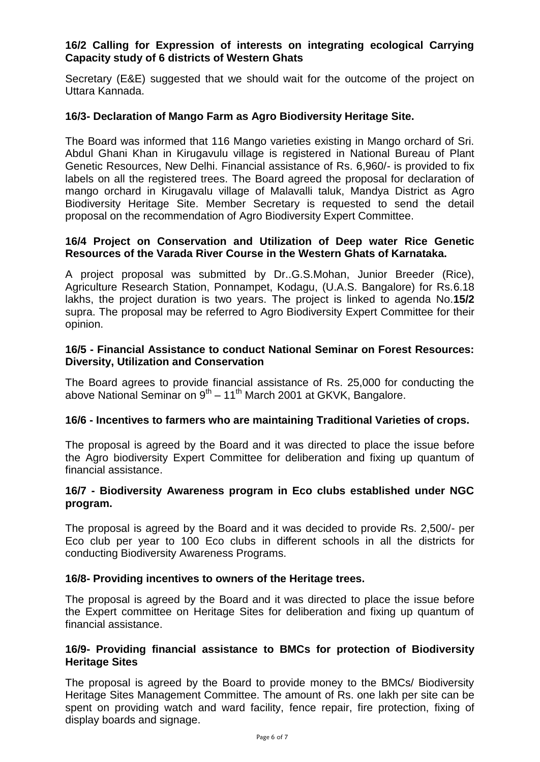**16/2 Calling for Expression of interests on integrating ecological Carrying Capacity study of 6 districts of Western Ghats**

Secretary (E&E) suggested that we should wait for the outcome of the project on Uttara Kannada.

**16/3- Declaration of Mango Farm as Agro Biodiversity Heritage Site.**

The Board was informed that 116 Mango varieties existing in Mango orchard of Sri. Abdul Ghani Khan in Kirugavulu village is registered in National Bureau of Plant Genetic Resources, New Delhi. Financial assistance of Rs. 6,960/- is provided to fix labels on all the registered trees. The Board agreed the proposal for declaration of mango orchard in Kirugavalu village of Malavalli taluk, Mandya District as Agro Biodiversity Heritage Site. Member Secretary is requested to send the detail proposal on the recommendation of Agro Biodiversity Expert Committee.

**16/4 Project on Conservation and Utilization of Deep water Rice Genetic Resources of the Varada River Course in the Western Ghats of Karnataka.**

A project proposal was submitted by Dr..G.S.Mohan, Junior Breeder (Rice), Agriculture Research Station, Ponnampet, Kodagu, (U.A.S. Bangalore) for Rs.6.18 lakhs, the project duration is two years. The project is linked to agenda No.**15/2** supra. The proposal may be referred to Agro Biodiversity Expert Committee for their opinion.

**16/5 - Financial Assistance to conduct National Seminar on Forest Resources: Diversity, Utilization and Conservation**

The Board agrees to provide financial assistance of Rs. 25,000 for conducting the above National Seminar on 9th – 11th March 2001 at GKVK, Bangalore.

**16/6 - Incentives to farmers who are maintaining Traditional Varieties of crops.**

The proposal is agreed by the Board and it was directed to place the issue before the Agro biodiversity Expert Committee for deliberation and fixing up quantum of financial assistance.

**16/7 - Biodiversity Awareness program in Eco clubs established under NGC program.**

The proposal is agreed by the Board and it was decided to provide Rs. 2,500/- per Eco club per year to 100 Eco clubs in different schools in all the districts for conducting Biodiversity Awareness Programs.

**16/8- Providing incentives to owners of the Heritage trees.**

The proposal is agreed by the Board and it was directed to place the issue before the Expert committee on Heritage Sites for deliberation and fixing up quantum of financial assistance.

**16/9- Providing financial assistance to BMCs for protection of Biodiversity Heritage Sites**

The proposal is agreed by the Board to provide money to the BMCs/ Biodiversity Heritage Sites Management Committee. The amount of Rs. one lakh per site can be spent on providing watch and ward facility, fence repair, fire protection, fixing of display boards and signage.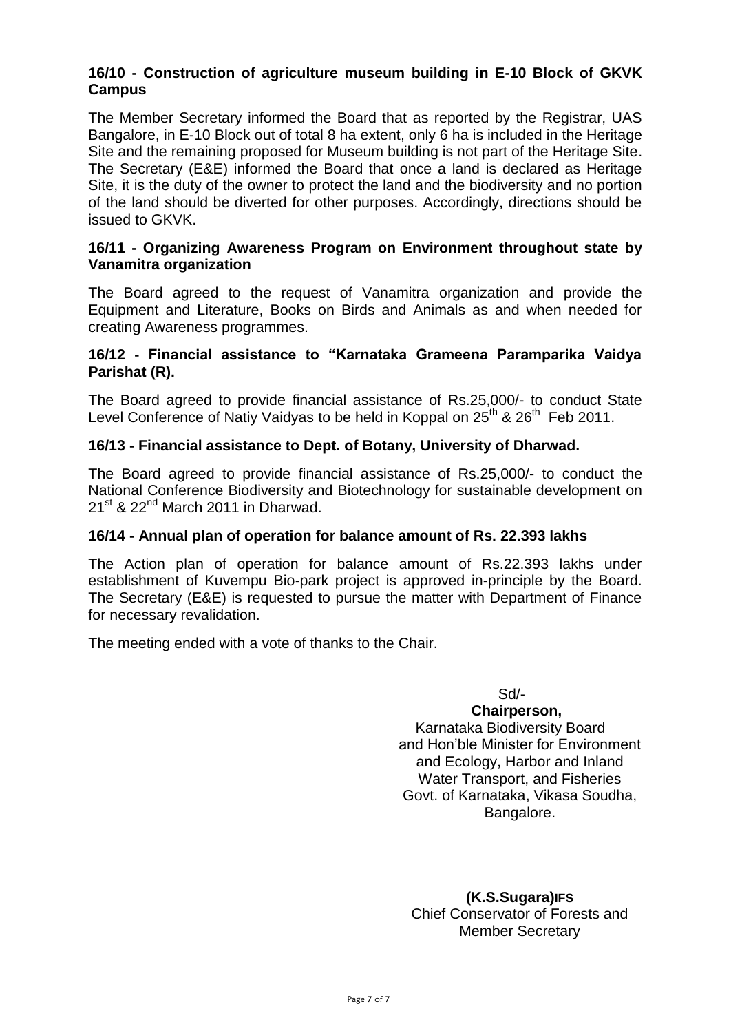### 16/10 - Construction of agriculture museum building in E-10 Block of GKVK Campus

The Member Secretary informed the Board that as reported by the Registrar, UAS Bangalore, in E-10 Block out of total 8 ha extent, only 6 ha is included in the Heritage Site and the remaining proposed for Museum building is not part of the Heritage Site. The Secretary (E&E) informed the Board that once a land is declared as Heritage Site, it is the duty of the owner to protect the land and the biodiversity and no portion of the land should be diverted for other purposes. Accordingly, directions should be issued to GKVK.

### 16/11 - Organizing Awareness Program on Environment throughout state by Vanamitra organization

The Board agreed to the request of Vanamitra organization and provide the Equipment and Literature, Books on Birds and Animals as and when needed for creating Awareness programmes.

### 16/12 - Financial assistance to "Karnataka Grameena Paramparika Vaidya Parishat (R).

The Board agreed to provide financial assistance of Rs.25,000/- to conduct State Level Conference of Natiy Vaidyas to be held in Koppal on 25th & 26th Feb 2011.

### 16/13 - Financial assistance to Dept. of Botany, University of Dharwad.

The Board agreed to provide financial assistance of Rs.25,000/- to conduct the National Conference Biodiversity and Biotechnology for sustainable development on 21st & 22nd March 2011 in Dharwad.

### 16/14 - Annual plan of operation for balance amount of Rs. 22.393 lakhs

The Action plan of operation for balance amount of Rs.22.393 lakhs under establishment of Kuvempu Bio-park project is approved in-principle by the Board. The Secretary (E&E) is requested to pursue the matter with Department of Finance for necessary revalidation.

The meeting ended with a vote of thanks to the Chair.

Sd/-
**Chairperson,**
Karnataka Biodiversity Board
and Hon'ble Minister for Environment
and Ecology, Harbor and Inland
Water Transport, and Fisheries
Govt. of Karnataka, Vikasa Soudha,
Bangalore.

**(K.S.Sugara)IFS**
Chief Conservator of Forests and
Member Secretary